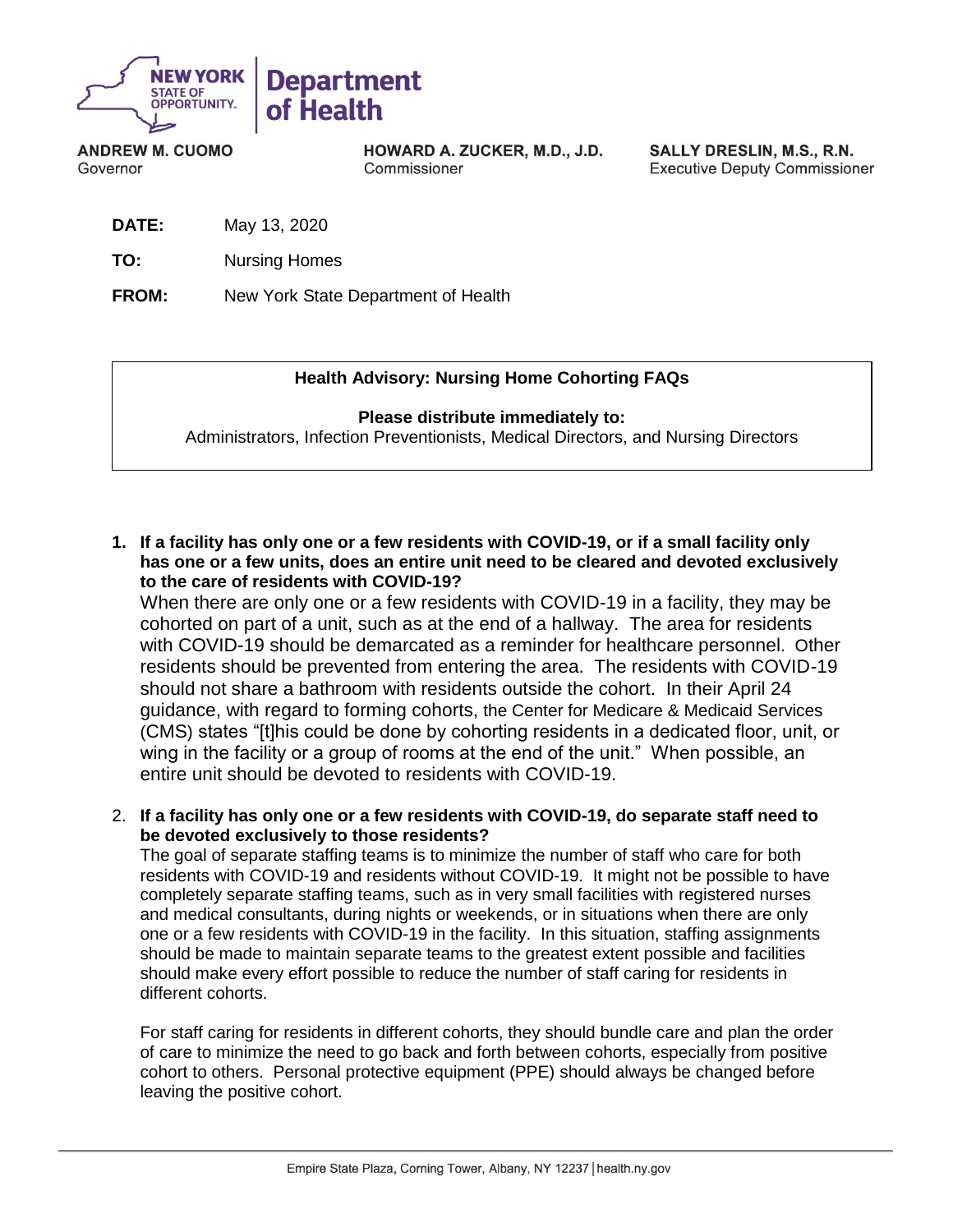NEW YORK STATE OF OPPORTUNITY. | Department of Health

**ANDREW M. CUOMO**
Governor

**HOWARD A. ZUCKER, M.D., J.D.**
Commissioner

**SALLY DRESLIN, M.S., R.N.**
Executive Deputy Commissioner

**DATE:** May 13, 2020

**TO:** Nursing Homes

**FROM:** New York State Department of Health

**Health Advisory: Nursing Home Cohorting FAQs**

**Please distribute immediately to:**
Administrators, Infection Preventionists, Medical Directors, and Nursing Directors

1. **If a facility has only one or a few residents with COVID-19, or if a small facility only has one or a few units, does an entire unit need to be cleared and devoted exclusively to the care of residents with COVID-19?**
   When there are only one or a few residents with COVID-19 in a facility, they may be cohorted on part of a unit, such as at the end of a hallway. The area for residents with COVID-19 should be demarcated as a reminder for healthcare personnel. Other residents should be prevented from entering the area. The residents with COVID-19 should not share a bathroom with residents outside the cohort. In their April 24 guidance, with regard to forming cohorts, the Center for Medicare & Medicaid Services (CMS) states "[t]his could be done by cohorting residents in a dedicated floor, unit, or wing in the facility or a group of rooms at the end of the unit." When possible, an entire unit should be devoted to residents with COVID-19.

2. **If a facility has only one or a few residents with COVID-19, do separate staff need to be devoted exclusively to those residents?**
   The goal of separate staffing teams is to minimize the number of staff who care for both residents with COVID-19 and residents without COVID-19. It might not be possible to have completely separate staffing teams, such as in very small facilities with registered nurses and medical consultants, during nights or weekends, or in situations when there are only one or a few residents with COVID-19 in the facility. In this situation, staffing assignments should be made to maintain separate teams to the greatest extent possible and facilities should make every effort possible to reduce the number of staff caring for residents in different cohorts.

   For staff caring for residents in different cohorts, they should bundle care and plan the order of care to minimize the need to go back and forth between cohorts, especially from positive cohort to others. Personal protective equipment (PPE) should always be changed before leaving the positive cohort.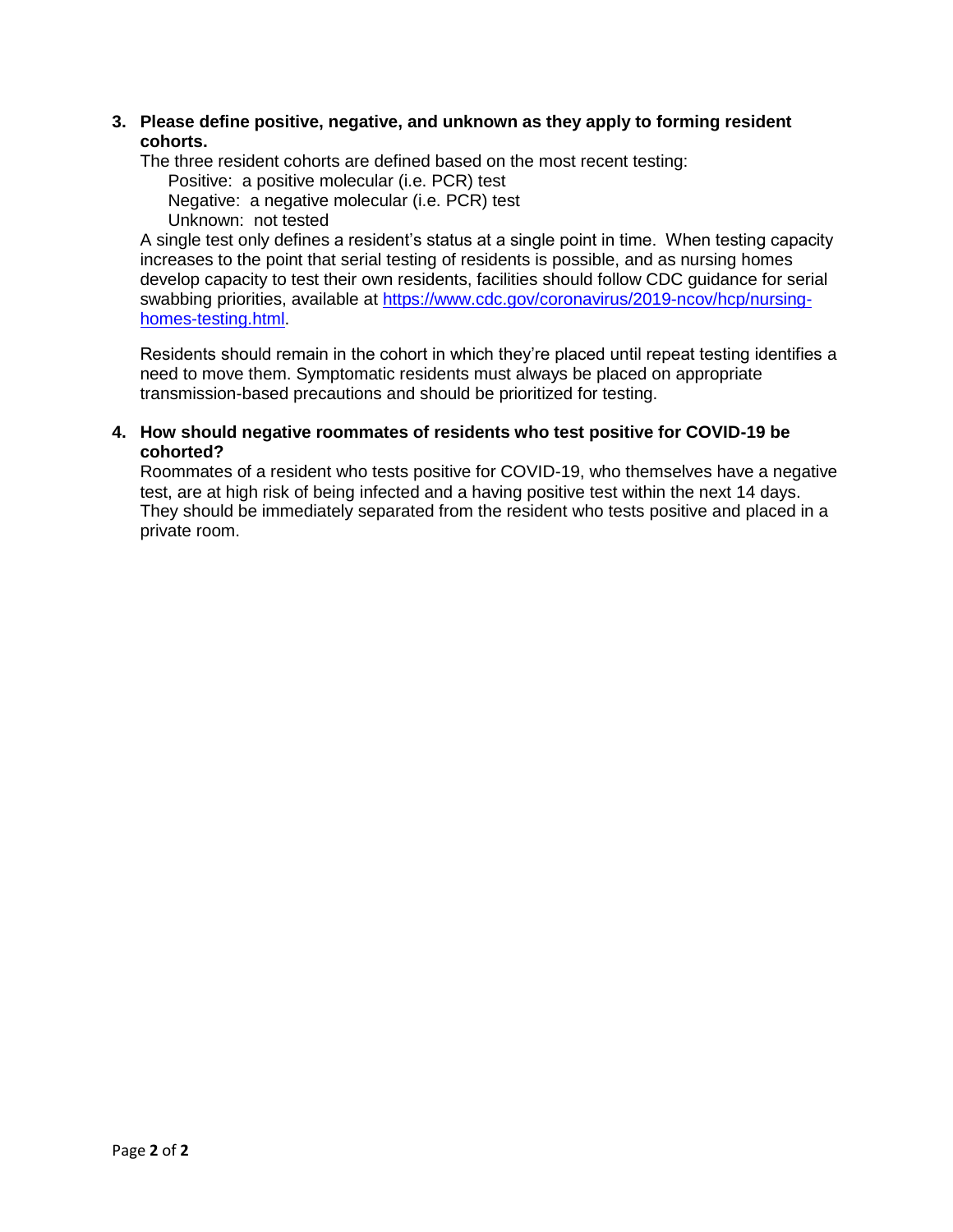3. **Please define positive, negative, and unknown as they apply to forming resident cohorts.**

   The three resident cohorts are defined based on the most recent testing:

   - Positive: a positive molecular (i.e. PCR) test
   - Negative: a negative molecular (i.e. PCR) test
   - Unknown: not tested

   A single test only defines a resident's status at a single point in time. When testing capacity increases to the point that serial testing of residents is possible, and as nursing homes develop capacity to test their own residents, facilities should follow CDC guidance for serial swabbing priorities, available at [https://www.cdc.gov/coronavirus/2019-ncov/hcp/nursing-homes-testing.html](https://www.cdc.gov/coronavirus/2019-ncov/hcp/nursing-homes-testing.html).

   Residents should remain in the cohort in which they're placed until repeat testing identifies a need to move them. Symptomatic residents must always be placed on appropriate transmission-based precautions and should be prioritized for testing.

4. **How should negative roommates of residents who test positive for COVID-19 be cohorted?**

   Roommates of a resident who tests positive for COVID-19, who themselves have a negative test, are at high risk of being infected and a having positive test within the next 14 days. They should be immediately separated from the resident who tests positive and placed in a private room.